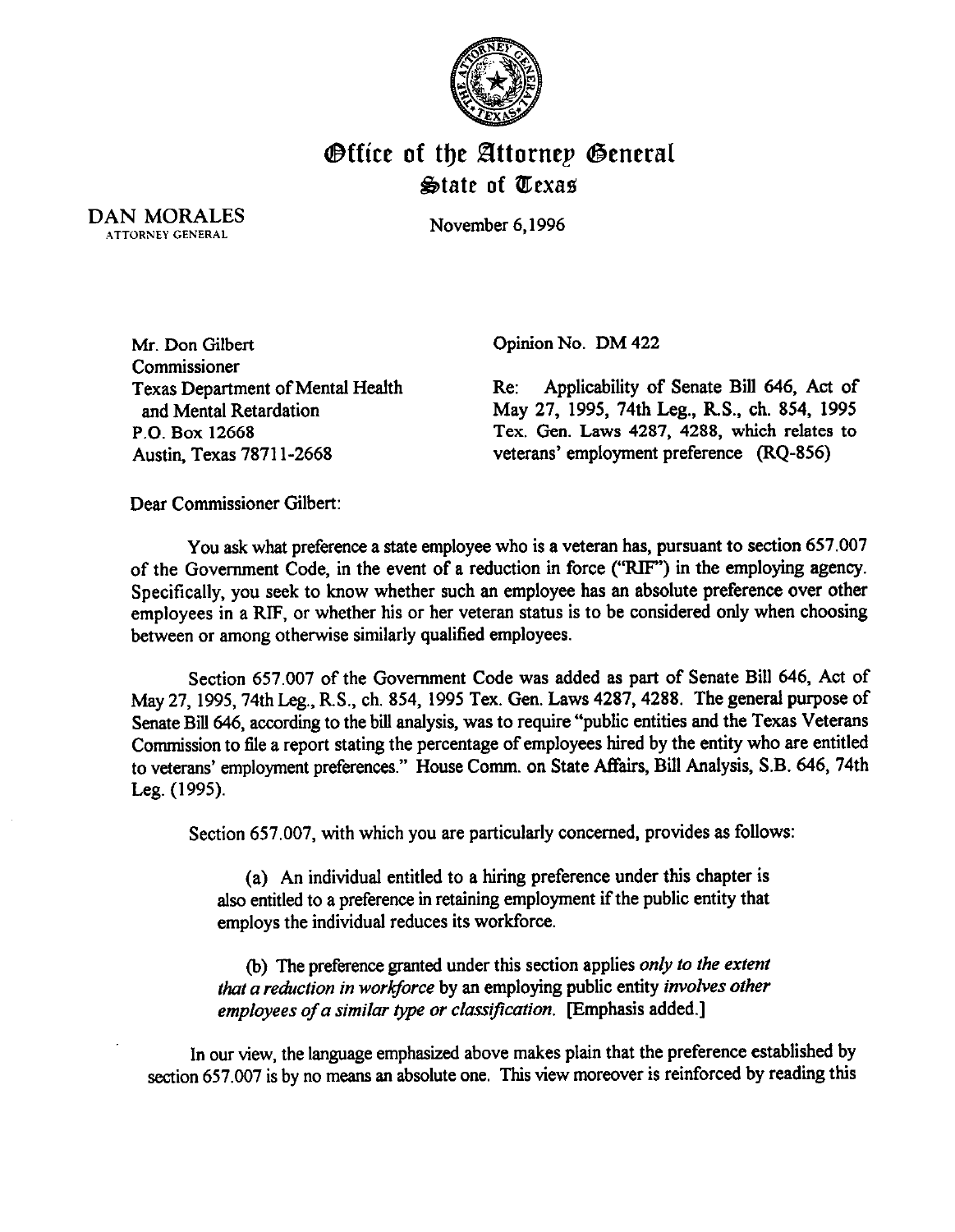# Office of the Attorney General
## State of Texas

DAN MORALES
ATTORNEY GENERAL

November 6, 1996

Mr. Don Gilbert
Commissioner
Texas Department of Mental Health
and Mental Retardation
P.O. Box 12668
Austin, Texas 78711-2668

Opinion No. DM 422

Re: Applicability of Senate Bill 646, Act of May 27, 1995, 74th Leg., R.S., ch. 854, 1995 Tex. Gen. Laws 4287, 4288, which relates to veterans' employment preference (RQ-856)

Dear Commissioner Gilbert:

You ask what preference a state employee who is a veteran has, pursuant to section 657.007 of the Government Code, in the event of a reduction in force ("RIF") in the employing agency. Specifically, you seek to know whether such an employee has an absolute preference over other employees in a RIF, or whether his or her veteran status is to be considered only when choosing between or among otherwise similarly qualified employees.

Section 657.007 of the Government Code was added as part of Senate Bill 646, Act of May 27, 1995, 74th Leg., R.S., ch. 854, 1995 Tex. Gen. Laws 4287, 4288. The general purpose of Senate Bill 646, according to the bill analysis, was to require "public entities and the Texas Veterans Commission to file a report stating the percentage of employees hired by the entity who are entitled to veterans' employment preferences." House Comm. on State Affairs, Bill Analysis, S.B. 646, 74th Leg. (1995).

Section 657.007, with which you are particularly concerned, provides as follows:

> (a) An individual entitled to a hiring preference under this chapter is also entitled to a preference in retaining employment if the public entity that employs the individual reduces its workforce.
>
> (b) The preference granted under this section applies *only to the extent that a reduction in workforce* by an employing public entity *involves other employees of a similar type or classification.* [Emphasis added.]

In our view, the language emphasized above makes plain that the preference established by section 657.007 is by no means an absolute one. This view moreover is reinforced by reading this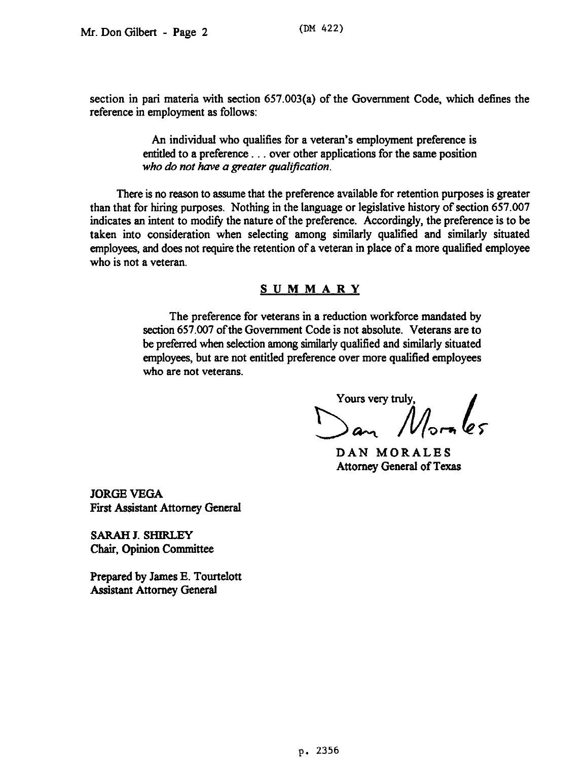section in pari materia with section 657.003(a) of the Government Code, which defines the reference in employment as follows:

> An individual who qualifies for a veteran's employment preference is entitled to a preference . . . over other applications for the same position *who do not have a greater qualification*.

There is no reason to assume that the preference available for retention purposes is greater than that for hiring purposes. Nothing in the language or legislative history of section 657.007 indicates an intent to modify the nature of the preference. Accordingly, the preference is to be taken into consideration when selecting among similarly qualified and similarly situated employees, and does not require the retention of a veteran in place of a more qualified employee who is not a veteran.

## **S U M M A R Y**

> The preference for veterans in a reduction workforce mandated by section 657.007 of the Government Code is not absolute. Veterans are to be preferred when selection among similarly qualified and similarly situated employees, but are not entitled preference over more qualified employees who are not veterans.

Yours very truly,

Dan Morales

DAN MORALES
Attorney General of Texas

JORGE VEGA
First Assistant Attorney General

SARAH J. SHIRLEY
Chair, Opinion Committee

Prepared by James E. Tourtelott
Assistant Attorney General